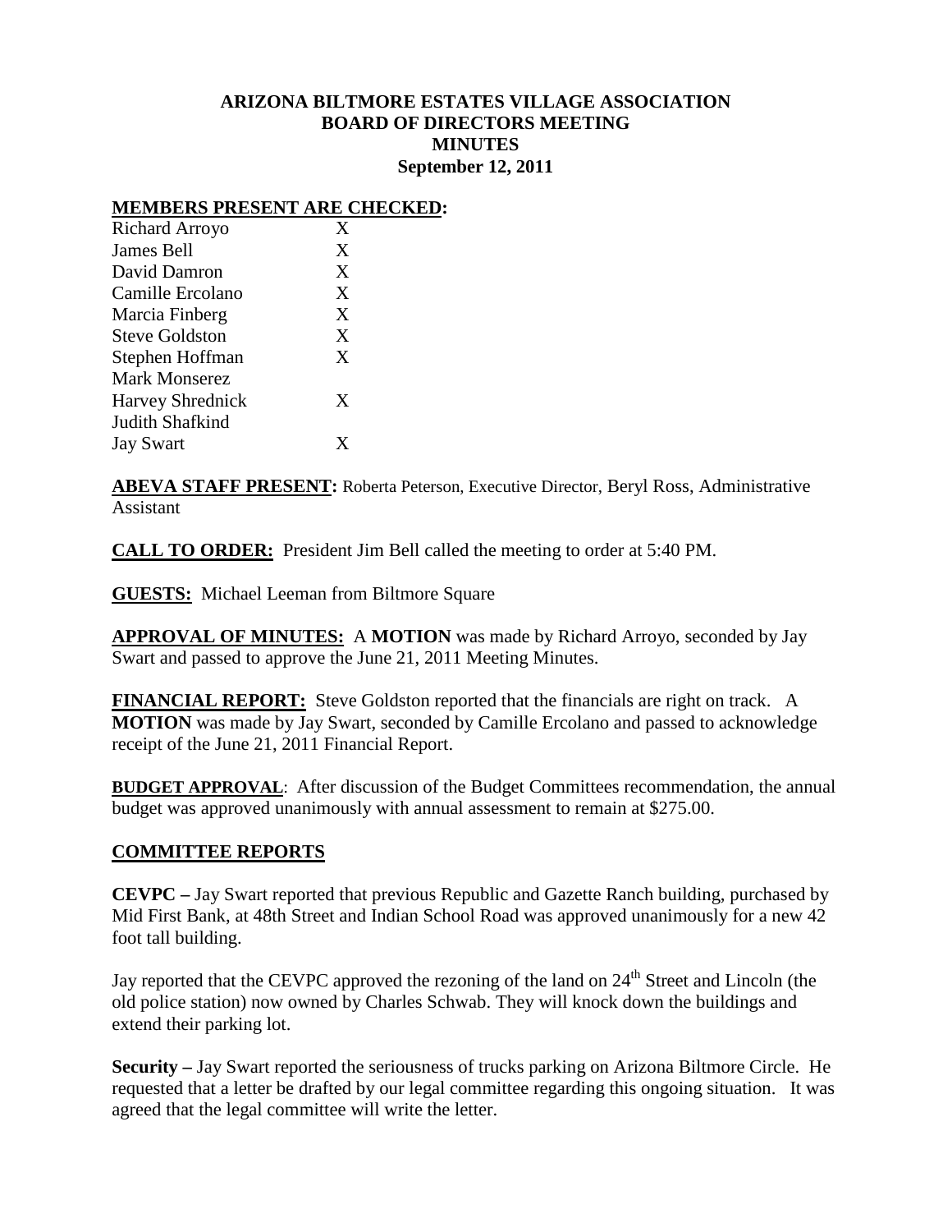# ARIZONA BILTMORE ESTATES VILLAGE ASSOCIATION
## BOARD OF DIRECTORS MEETING
## MINUTES
### September 12, 2011

**MEMBERS PRESENT ARE CHECKED:**

| | |
|---|---|
| Richard Arroyo | X |
| James Bell | X |
| David Damron | X |
| Camille Ercolano | X |
| Marcia Finberg | X |
| Steve Goldston | X |
| Stephen Hoffman | X |
| Mark Monserez | |
| Harvey Shrednick | X |
| Judith Shafkind | |
| Jay Swart | X |

**ABEVA STAFF PRESENT:** Roberta Peterson, Executive Director, Beryl Ross, Administrative Assistant

**CALL TO ORDER:** President Jim Bell called the meeting to order at 5:40 PM.

**GUESTS:** Michael Leeman from Biltmore Square

**APPROVAL OF MINUTES:** A **MOTION** was made by Richard Arroyo, seconded by Jay Swart and passed to approve the June 21, 2011 Meeting Minutes.

**FINANCIAL REPORT:** Steve Goldston reported that the financials are right on track. A **MOTION** was made by Jay Swart, seconded by Camille Ercolano and passed to acknowledge receipt of the June 21, 2011 Financial Report.

**BUDGET APPROVAL**: After discussion of the Budget Committees recommendation, the annual budget was approved unanimously with annual assessment to remain at $275.00.

## COMMITTEE REPORTS

**CEVPC –** Jay Swart reported that previous Republic and Gazette Ranch building, purchased by Mid First Bank, at 48th Street and Indian School Road was approved unanimously for a new 42 foot tall building.

Jay reported that the CEVPC approved the rezoning of the land on 24th Street and Lincoln (the old police station) now owned by Charles Schwab. They will knock down the buildings and extend their parking lot.

**Security –** Jay Swart reported the seriousness of trucks parking on Arizona Biltmore Circle. He requested that a letter be drafted by our legal committee regarding this ongoing situation. It was agreed that the legal committee will write the letter.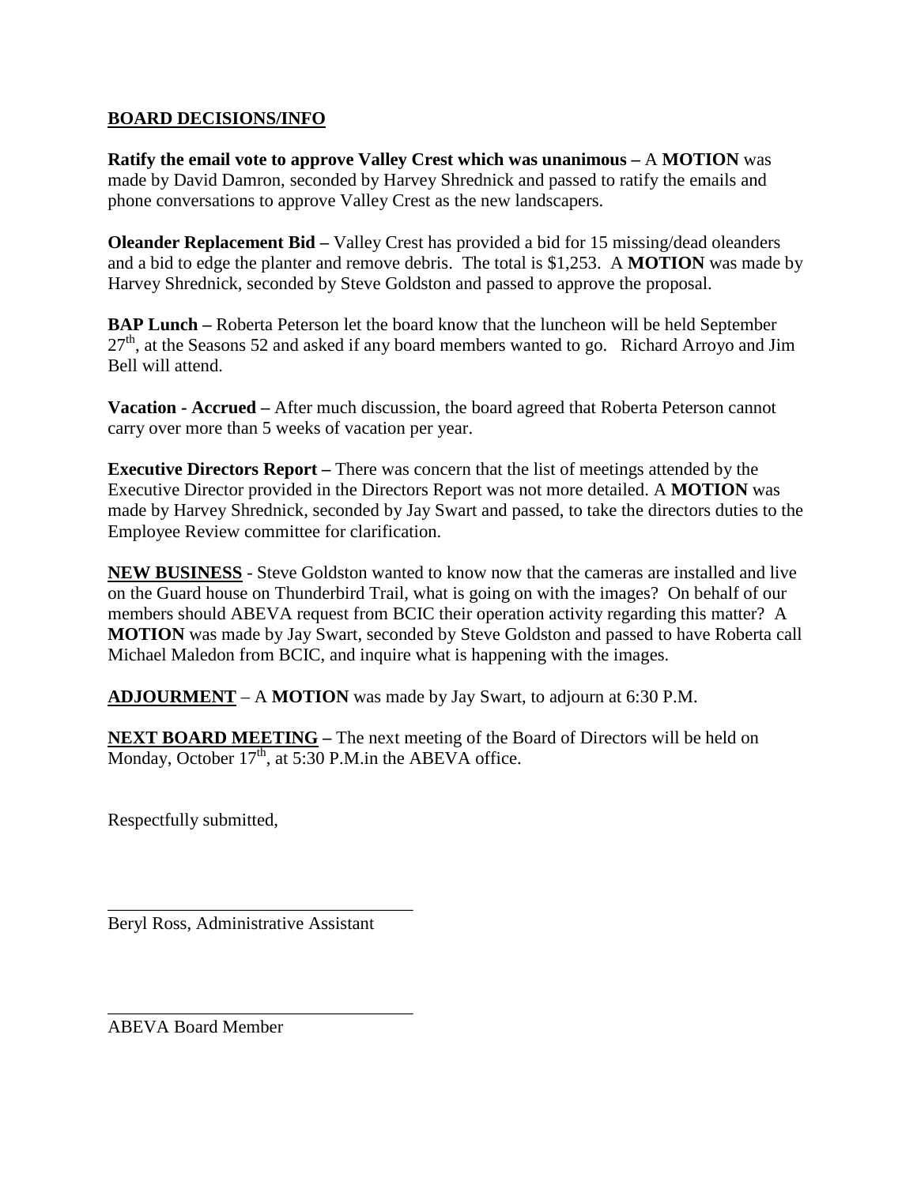**BOARD DECISIONS/INFO**

**Ratify the email vote to approve Valley Crest which was unanimous –** A **MOTION** was made by David Damron, seconded by Harvey Shrednick and passed to ratify the emails and phone conversations to approve Valley Crest as the new landscapers.

**Oleander Replacement Bid –** Valley Crest has provided a bid for 15 missing/dead oleanders and a bid to edge the planter and remove debris. The total is $1,253. A **MOTION** was made by Harvey Shrednick, seconded by Steve Goldston and passed to approve the proposal.

**BAP Lunch –** Roberta Peterson let the board know that the luncheon will be held September 27th, at the Seasons 52 and asked if any board members wanted to go. Richard Arroyo and Jim Bell will attend.

**Vacation - Accrued –** After much discussion, the board agreed that Roberta Peterson cannot carry over more than 5 weeks of vacation per year.

**Executive Directors Report –** There was concern that the list of meetings attended by the Executive Director provided in the Directors Report was not more detailed. A **MOTION** was made by Harvey Shrednick, seconded by Jay Swart and passed, to take the directors duties to the Employee Review committee for clarification.

**NEW BUSINESS** - Steve Goldston wanted to know now that the cameras are installed and live on the Guard house on Thunderbird Trail, what is going on with the images? On behalf of our members should ABEVA request from BCIC their operation activity regarding this matter? A **MOTION** was made by Jay Swart, seconded by Steve Goldston and passed to have Roberta call Michael Maledon from BCIC, and inquire what is happening with the images.

**ADJOURMENT** – A **MOTION** was made by Jay Swart, to adjourn at 6:30 P.M.

**NEXT BOARD MEETING –** The next meeting of the Board of Directors will be held on Monday, October 17th, at 5:30 P.M.in the ABEVA office.

Respectfully submitted,

\_\_\_\_\_\_\_\_\_\_\_\_\_\_\_\_\_\_\_\_\_\_\_\_\_\_\_\_\_\_\_\_\_\_\_

Beryl Ross, Administrative Assistant

\_\_\_\_\_\_\_\_\_\_\_\_\_\_\_\_\_\_\_\_\_\_\_\_\_\_\_\_\_\_\_\_\_\_\_

ABEVA Board Member